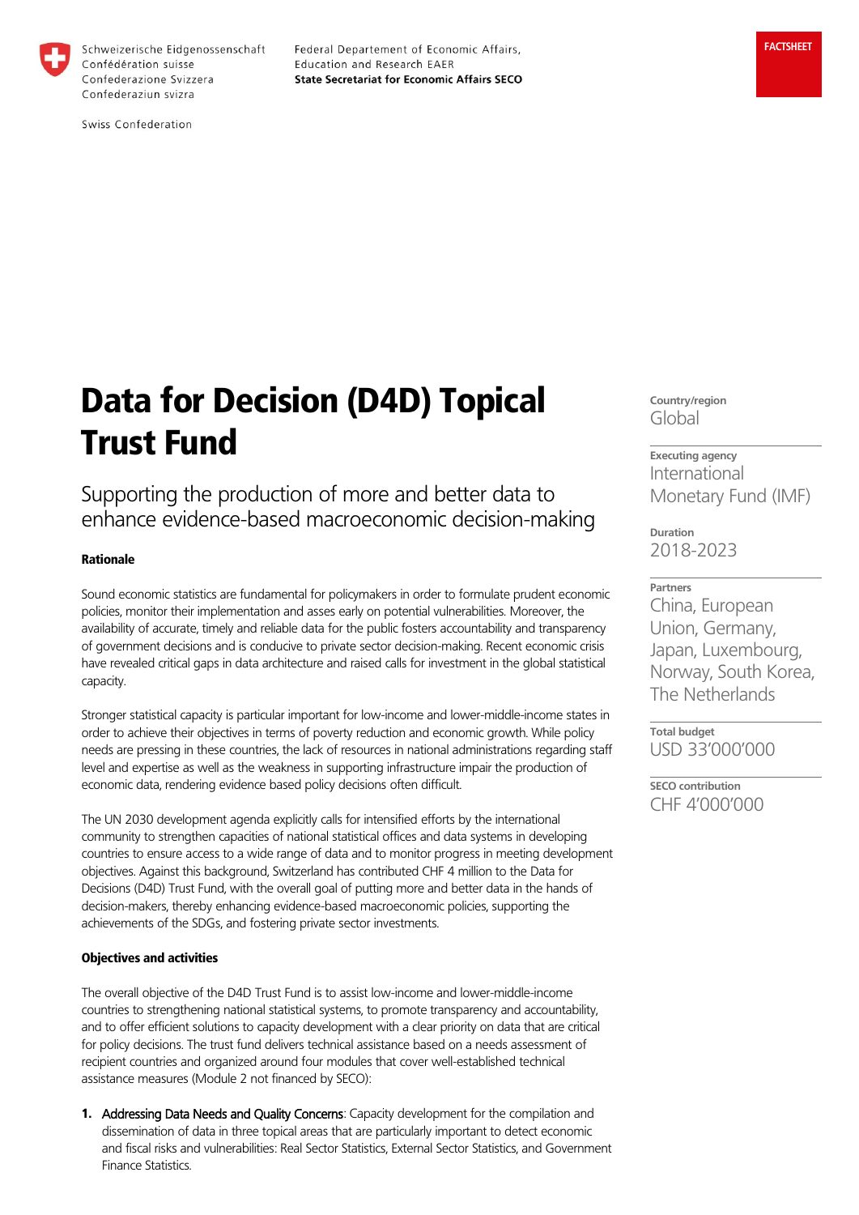Schweizerische Eidgenossenschaft
Confédération suisse
Confederazione Svizzera
Confederaziun svizra

Swiss Confederation

Federal Departement of Economic Affairs, Education and Research EAER
**State Secretariat for Economic Affairs SECO**

FACTSHEET

# Data for Decision (D4D) Topical Trust Fund

## Supporting the production of more and better data to enhance evidence-based macroeconomic decision-making

**Country/region**
Global

**Executing agency**
International Monetary Fund (IMF)

**Duration**
2018-2023

**Partners**
China, European Union, Germany, Japan, Luxembourg, Norway, South Korea, The Netherlands

**Total budget**
USD 33'000'000

**SECO contribution**
CHF 4'000'000

### Rationale

Sound economic statistics are fundamental for policymakers in order to formulate prudent economic policies, monitor their implementation and asses early on potential vulnerabilities. Moreover, the availability of accurate, timely and reliable data for the public fosters accountability and transparency of government decisions and is conducive to private sector decision-making. Recent economic crisis have revealed critical gaps in data architecture and raised calls for investment in the global statistical capacity.

Stronger statistical capacity is particular important for low-income and lower-middle-income states in order to achieve their objectives in terms of poverty reduction and economic growth. While policy needs are pressing in these countries, the lack of resources in national administrations regarding staff level and expertise as well as the weakness in supporting infrastructure impair the production of economic data, rendering evidence based policy decisions often difficult.

The UN 2030 development agenda explicitly calls for intensified efforts by the international community to strengthen capacities of national statistical offices and data systems in developing countries to ensure access to a wide range of data and to monitor progress in meeting development objectives. Against this background, Switzerland has contributed CHF 4 million to the Data for Decisions (D4D) Trust Fund, with the overall goal of putting more and better data in the hands of decision-makers, thereby enhancing evidence-based macroeconomic policies, supporting the achievements of the SDGs, and fostering private sector investments.

### Objectives and activities

The overall objective of the D4D Trust Fund is to assist low-income and lower-middle-income countries to strengthening national statistical systems, to promote transparency and accountability, and to offer efficient solutions to capacity development with a clear priority on data that are critical for policy decisions. The trust fund delivers technical assistance based on a needs assessment of recipient countries and organized around four modules that cover well-established technical assistance measures (Module 2 not financed by SECO):

1. Addressing Data Needs and Quality Concerns: Capacity development for the compilation and dissemination of data in three topical areas that are particularly important to detect economic and fiscal risks and vulnerabilities: Real Sector Statistics, External Sector Statistics, and Government Finance Statistics.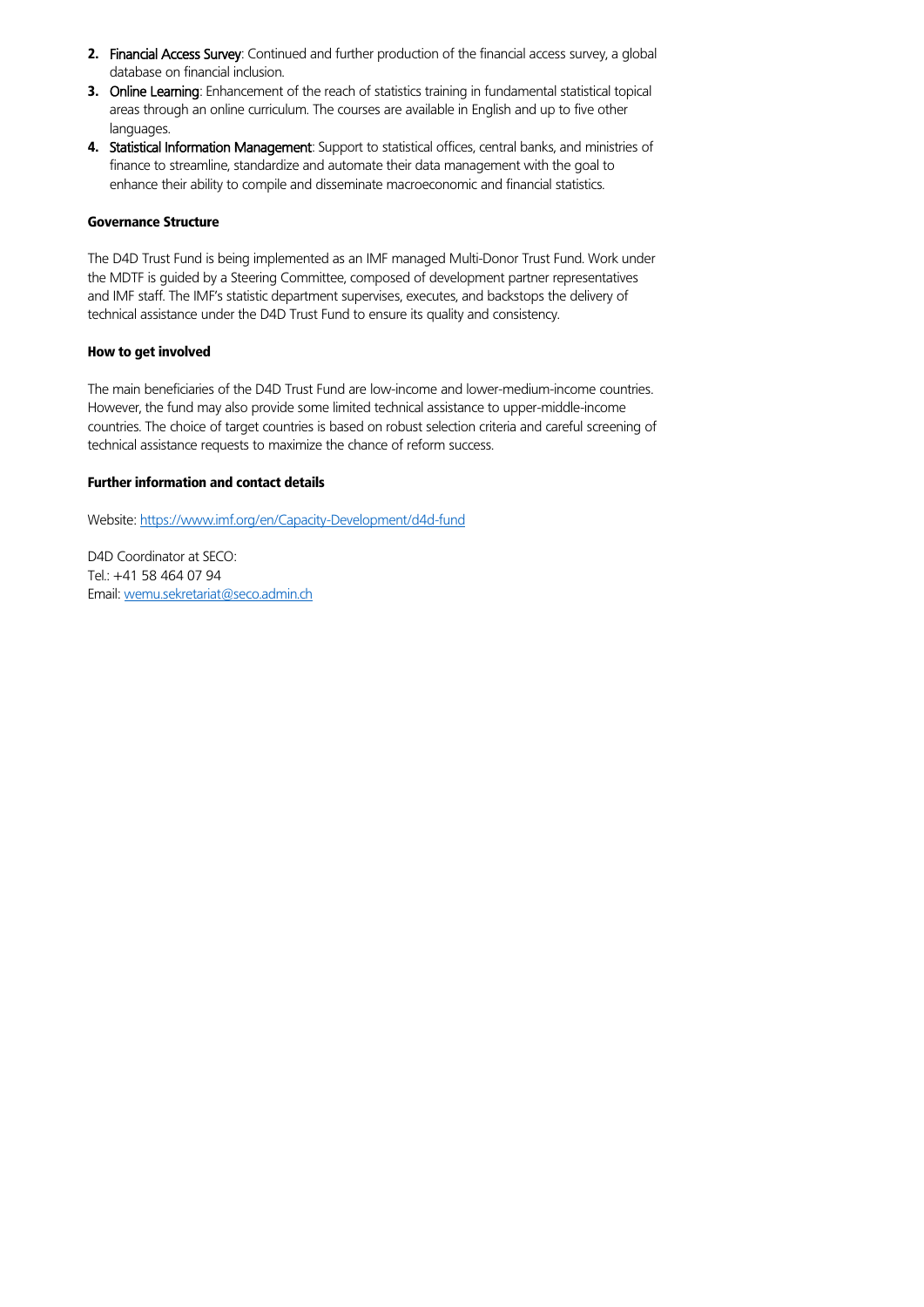2. **Financial Access Survey**: Continued and further production of the financial access survey, a global database on financial inclusion.
3. **Online Learning**: Enhancement of the reach of statistics training in fundamental statistical topical areas through an online curriculum. The courses are available in English and up to five other languages.
4. **Statistical Information Management**: Support to statistical offices, central banks, and ministries of finance to streamline, standardize and automate their data management with the goal to enhance their ability to compile and disseminate macroeconomic and financial statistics.

**Governance Structure**

The D4D Trust Fund is being implemented as an IMF managed Multi-Donor Trust Fund. Work under the MDTF is guided by a Steering Committee, composed of development partner representatives and IMF staff. The IMF's statistic department supervises, executes, and backstops the delivery of technical assistance under the D4D Trust Fund to ensure its quality and consistency.

**How to get involved**

The main beneficiaries of the D4D Trust Fund are low-income and lower-medium-income countries. However, the fund may also provide some limited technical assistance to upper-middle-income countries. The choice of target countries is based on robust selection criteria and careful screening of technical assistance requests to maximize the chance of reform success.

**Further information and contact details**

Website: [https://www.imf.org/en/Capacity-Development/d4d-fund](https://www.imf.org/en/Capacity-Development/d4d-fund)

D4D Coordinator at SECO:
Tel.: +41 58 464 07 94
Email: [wemu.sekretariat@seco.admin.ch](mailto:wemu.sekretariat@seco.admin.ch)